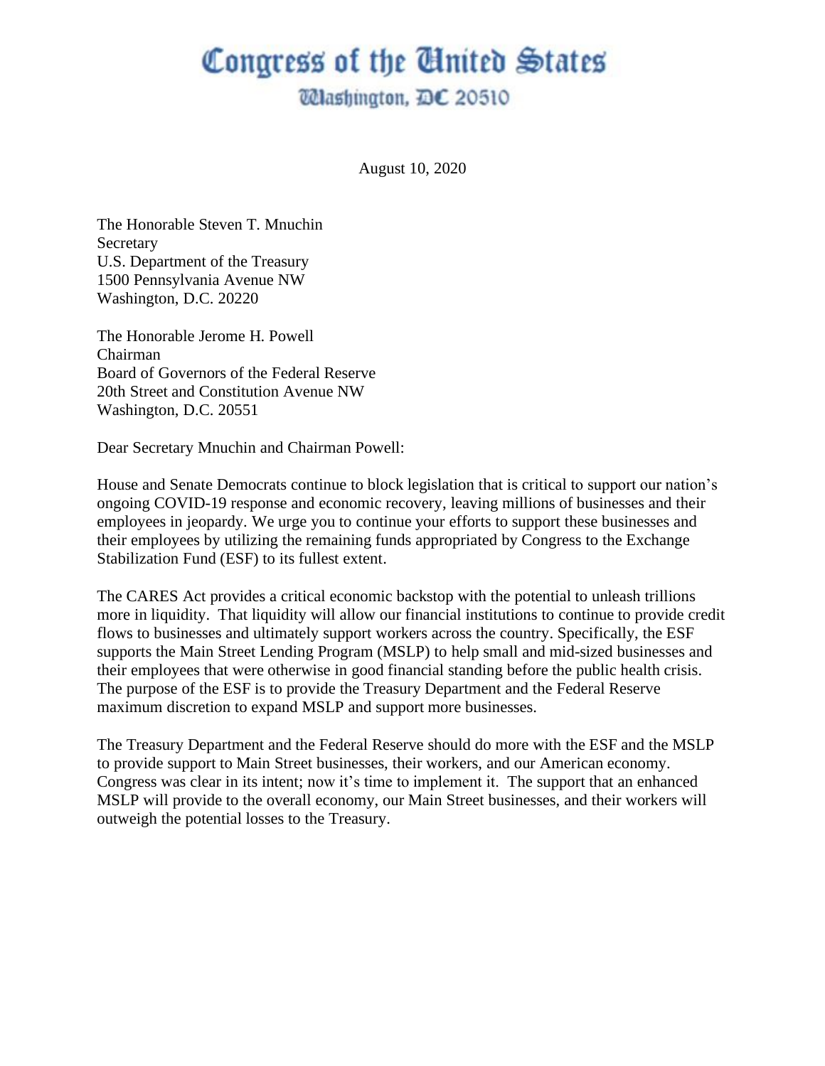# Congress of the United States

## Washington, DC 20510

August 10, 2020

The Honorable Steven T. Mnuchin
Secretary
U.S. Department of the Treasury
1500 Pennsylvania Avenue NW
Washington, D.C. 20220

The Honorable Jerome H. Powell
Chairman
Board of Governors of the Federal Reserve
20th Street and Constitution Avenue NW
Washington, D.C. 20551

Dear Secretary Mnuchin and Chairman Powell:

House and Senate Democrats continue to block legislation that is critical to support our nation's ongoing COVID-19 response and economic recovery, leaving millions of businesses and their employees in jeopardy. We urge you to continue your efforts to support these businesses and their employees by utilizing the remaining funds appropriated by Congress to the Exchange Stabilization Fund (ESF) to its fullest extent.

The CARES Act provides a critical economic backstop with the potential to unleash trillions more in liquidity. That liquidity will allow our financial institutions to continue to provide credit flows to businesses and ultimately support workers across the country. Specifically, the ESF supports the Main Street Lending Program (MSLP) to help small and mid-sized businesses and their employees that were otherwise in good financial standing before the public health crisis. The purpose of the ESF is to provide the Treasury Department and the Federal Reserve maximum discretion to expand MSLP and support more businesses.

The Treasury Department and the Federal Reserve should do more with the ESF and the MSLP to provide support to Main Street businesses, their workers, and our American economy. Congress was clear in its intent; now it's time to implement it. The support that an enhanced MSLP will provide to the overall economy, our Main Street businesses, and their workers will outweigh the potential losses to the Treasury.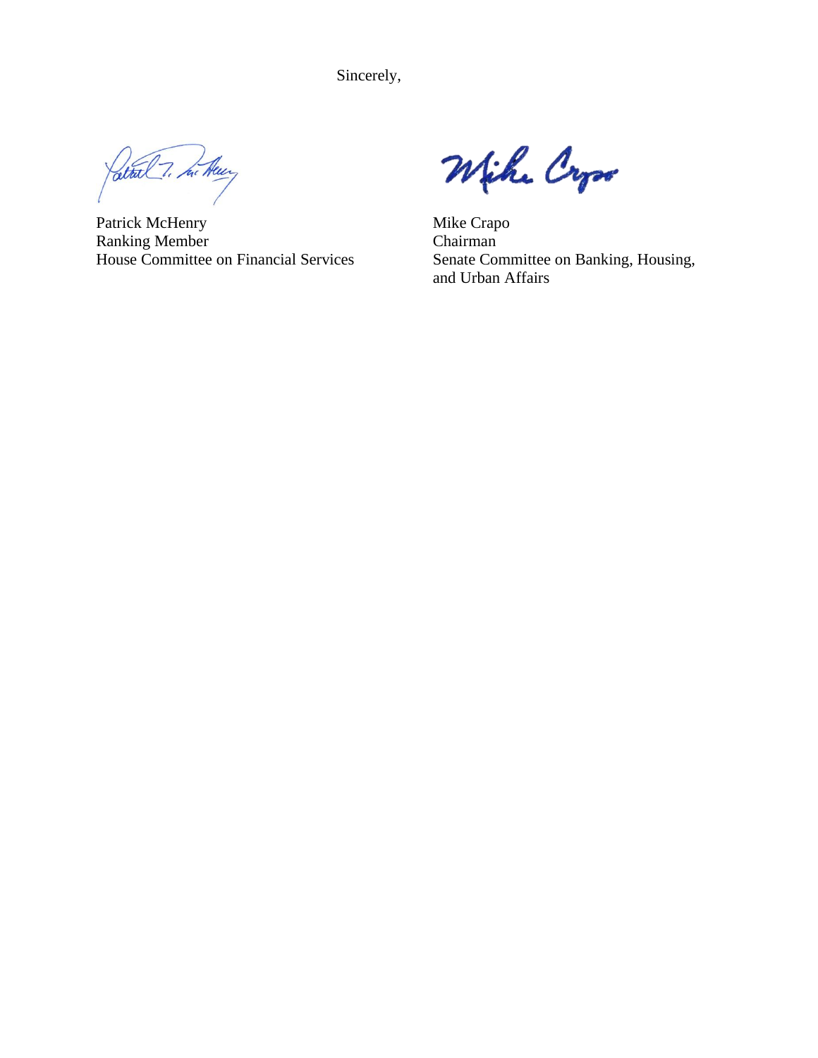Sincerely,

Patrick McHenry
Ranking Member
House Committee on Financial Services

Mike Crapo
Chairman
Senate Committee on Banking, Housing, and Urban Affairs